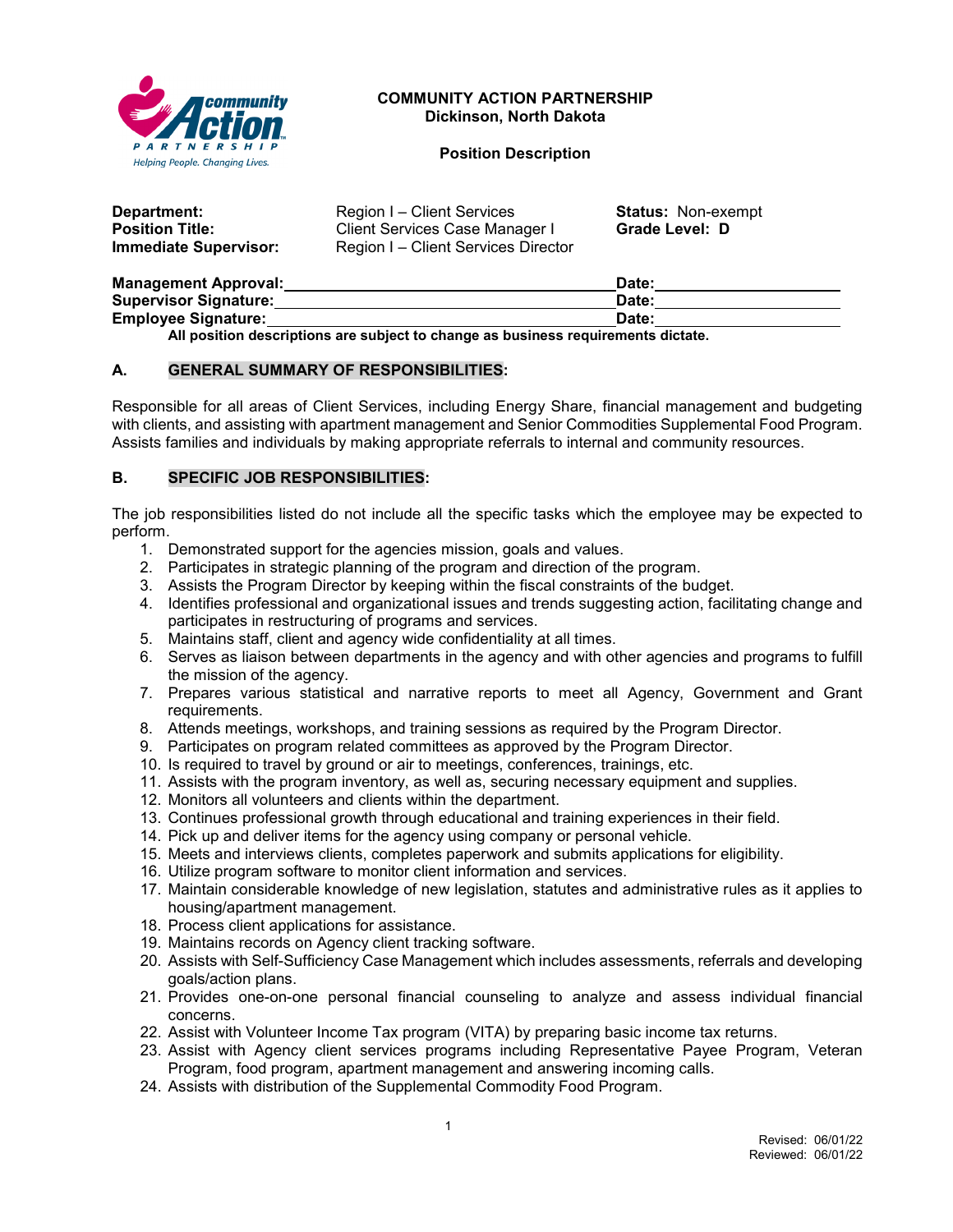**COMMUNITY ACTION PARTNERSHIP**
**Dickinson, North Dakota**

**Position Description**

| | | |
|---|---|---|
| **Department:** | Region I – Client Services | **Status:** Non-exempt |
| **Position Title:** | Client Services Case Manager I | **Grade Level: D** |
| **Immediate Supervisor:** | Region I – Client Services Director | |

**Management Approval:**\_\_\_\_\_\_\_\_\_\_\_\_\_\_\_\_\_\_\_\_\_\_\_\_\_\_\_\_\_\_ **Date:**\_\_\_\_\_\_\_\_\_\_\_\_\_\_\_\_
**Supervisor Signature:**\_\_\_\_\_\_\_\_\_\_\_\_\_\_\_\_\_\_\_\_\_\_\_\_\_\_\_\_\_\_ **Date:**\_\_\_\_\_\_\_\_\_\_\_\_\_\_\_\_
**Employee Signature:**\_\_\_\_\_\_\_\_\_\_\_\_\_\_\_\_\_\_\_\_\_\_\_\_\_\_\_\_\_\_ **Date:**\_\_\_\_\_\_\_\_\_\_\_\_\_\_\_\_

**All position descriptions are subject to change as business requirements dictate.**

## A. GENERAL SUMMARY OF RESPONSIBILITIES:

Responsible for all areas of Client Services, including Energy Share, financial management and budgeting with clients, and assisting with apartment management and Senior Commodities Supplemental Food Program. Assists families and individuals by making appropriate referrals to internal and community resources.

## B. SPECIFIC JOB RESPONSIBILITIES:

The job responsibilities listed do not include all the specific tasks which the employee may be expected to perform.

1. Demonstrated support for the agencies mission, goals and values.
2. Participates in strategic planning of the program and direction of the program.
3. Assists the Program Director by keeping within the fiscal constraints of the budget.
4. Identifies professional and organizational issues and trends suggesting action, facilitating change and participates in restructuring of programs and services.
5. Maintains staff, client and agency wide confidentiality at all times.
6. Serves as liaison between departments in the agency and with other agencies and programs to fulfill the mission of the agency.
7. Prepares various statistical and narrative reports to meet all Agency, Government and Grant requirements.
8. Attends meetings, workshops, and training sessions as required by the Program Director.
9. Participates on program related committees as approved by the Program Director.
10. Is required to travel by ground or air to meetings, conferences, trainings, etc.
11. Assists with the program inventory, as well as, securing necessary equipment and supplies.
12. Monitors all volunteers and clients within the department.
13. Continues professional growth through educational and training experiences in their field.
14. Pick up and deliver items for the agency using company or personal vehicle.
15. Meets and interviews clients, completes paperwork and submits applications for eligibility.
16. Utilize program software to monitor client information and services.
17. Maintain considerable knowledge of new legislation, statutes and administrative rules as it applies to housing/apartment management.
18. Process client applications for assistance.
19. Maintains records on Agency client tracking software.
20. Assists with Self-Sufficiency Case Management which includes assessments, referrals and developing goals/action plans.
21. Provides one-on-one personal financial counseling to analyze and assess individual financial concerns.
22. Assist with Volunteer Income Tax program (VITA) by preparing basic income tax returns.
23. Assist with Agency client services programs including Representative Payee Program, Veteran Program, food program, apartment management and answering incoming calls.
24. Assists with distribution of the Supplemental Commodity Food Program.

Revised: 06/01/22
Reviewed: 06/01/22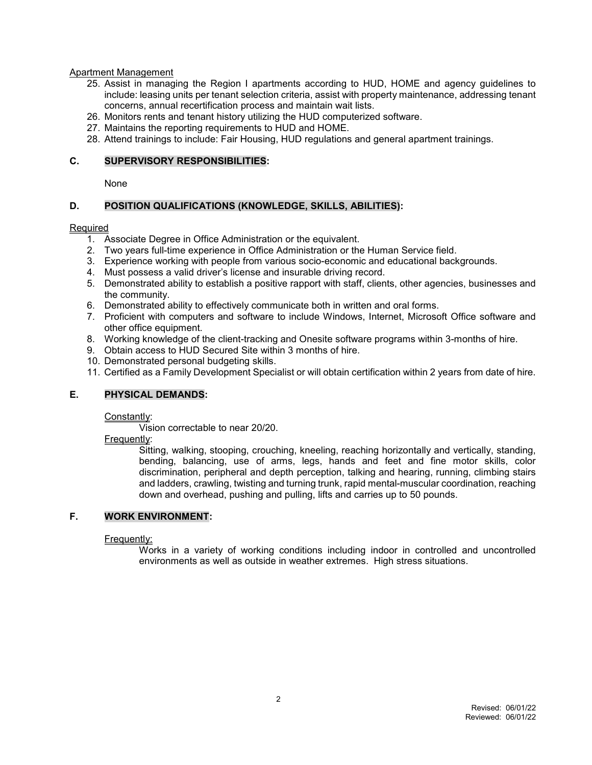Apartment Management

25. Assist in managing the Region I apartments according to HUD, HOME and agency guidelines to include: leasing units per tenant selection criteria, assist with property maintenance, addressing tenant concerns, annual recertification process and maintain wait lists.
26. Monitors rents and tenant history utilizing the HUD computerized software.
27. Maintains the reporting requirements to HUD and HOME.
28. Attend trainings to include: Fair Housing, HUD regulations and general apartment trainings.

## C. SUPERVISORY RESPONSIBILITIES:

None

## D. POSITION QUALIFICATIONS (KNOWLEDGE, SKILLS, ABILITIES):

Required

1. Associate Degree in Office Administration or the equivalent.
2. Two years full-time experience in Office Administration or the Human Service field.
3. Experience working with people from various socio-economic and educational backgrounds.
4. Must possess a valid driver's license and insurable driving record.
5. Demonstrated ability to establish a positive rapport with staff, clients, other agencies, businesses and the community.
6. Demonstrated ability to effectively communicate both in written and oral forms.
7. Proficient with computers and software to include Windows, Internet, Microsoft Office software and other office equipment.
8. Working knowledge of the client-tracking and Onesite software programs within 3-months of hire.
9. Obtain access to HUD Secured Site within 3 months of hire.
10. Demonstrated personal budgeting skills.
11. Certified as a Family Development Specialist or will obtain certification within 2 years from date of hire.

## E. PHYSICAL DEMANDS:

Constantly:

Vision correctable to near 20/20.

Frequently:

Sitting, walking, stooping, crouching, kneeling, reaching horizontally and vertically, standing, bending, balancing, use of arms, legs, hands and feet and fine motor skills, color discrimination, peripheral and depth perception, talking and hearing, running, climbing stairs and ladders, crawling, twisting and turning trunk, rapid mental-muscular coordination, reaching down and overhead, pushing and pulling, lifts and carries up to 50 pounds.

## F. WORK ENVIRONMENT:

Frequently:

Works in a variety of working conditions including indoor in controlled and uncontrolled environments as well as outside in weather extremes. High stress situations.

Revised: 06/01/22
Reviewed: 06/01/22